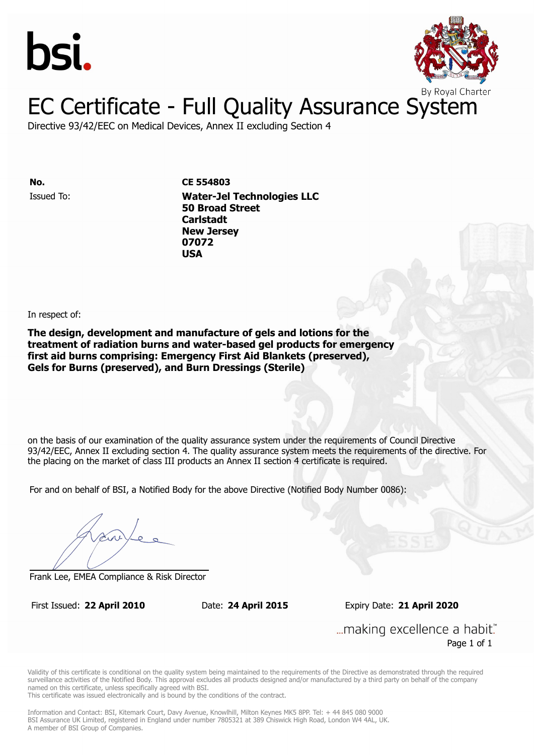bsi.

By Royal Charter

# EC Certificate - Full Quality Assurance System

Directive 93/42/EEC on Medical Devices, Annex II excluding Section 4

**No.** **CE 554803**

Issued To: **Water-Jel Technologies LLC**
**50 Broad Street**
**Carlstadt**
**New Jersey**
**07072**
**USA**

In respect of:

**The design, development and manufacture of gels and lotions for the treatment of radiation burns and water-based gel products for emergency first aid burns comprising: Emergency First Aid Blankets (preserved), Gels for Burns (preserved), and Burn Dressings (Sterile)**

on the basis of our examination of the quality assurance system under the requirements of Council Directive 93/42/EEC, Annex II excluding section 4. The quality assurance system meets the requirements of the directive. For the placing on the market of class III products an Annex II section 4 certificate is required.

For and on behalf of BSI, a Notified Body for the above Directive (Notified Body Number 0086):

Frank Lee, EMEA Compliance & Risk Director

First Issued: **22 April 2010** Date: **24 April 2015** Expiry Date: **21 April 2020**

...making excellence a habit.™

Validity of this certificate is conditional on the quality system being maintained to the requirements of the Directive as demonstrated through the required surveillance activities of the Notified Body. This approval excludes all products designed and/or manufactured by a third party on behalf of the company named on this certificate, unless specifically agreed with BSI.
This certificate was issued electronically and is bound by the conditions of the contract.

Information and Contact: BSI, Kitemark Court, Davy Avenue, Knowlhill, Milton Keynes MK5 8PP. Tel: + 44 845 080 9000
BSI Assurance UK Limited, registered in England under number 7805321 at 389 Chiswick High Road, London W4 4AL, UK.
A member of BSI Group of Companies.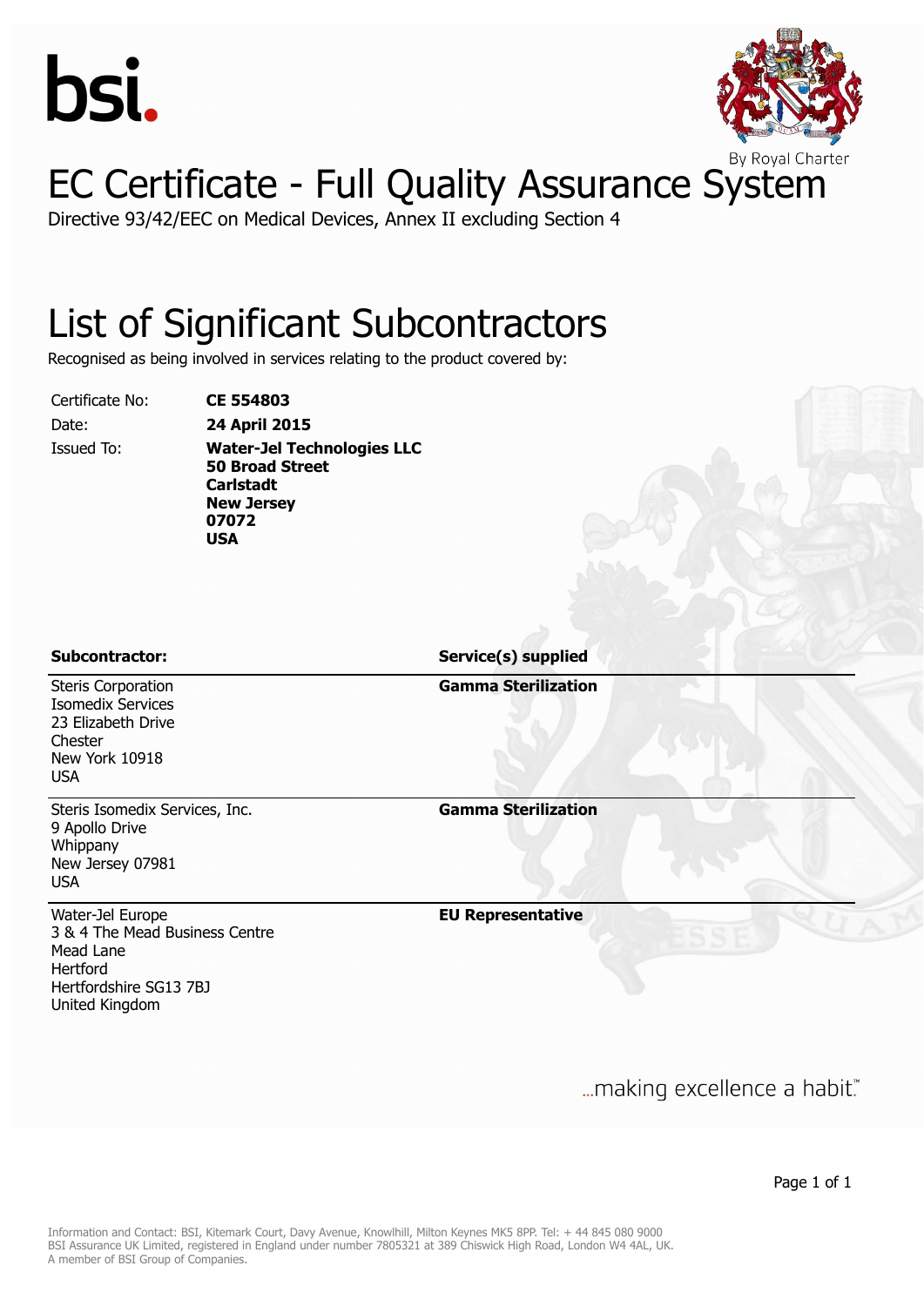bsi.

By Royal Charter

# EC Certificate - Full Quality Assurance System

Directive 93/42/EEC on Medical Devices, Annex II excluding Section 4

## List of Significant Subcontractors

Recognised as being involved in services relating to the product covered by:

| | |
|---|---|
| Certificate No: | **CE 554803** |
| Date: | **24 April 2015** |
| Issued To: | **Water-Jel Technologies LLC**<br>**50 Broad Street**<br>**Carlstadt**<br>**New Jersey**<br>**07072**<br>**USA** |

| **Subcontractor:** | **Service(s) supplied** |
|---|---|
| Steris Corporation<br>Isomedix Services<br>23 Elizabeth Drive<br>Chester<br>New York 10918<br>USA | **Gamma Sterilization** |
| Steris Isomedix Services, Inc.<br>9 Apollo Drive<br>Whippany<br>New Jersey 07981<br>USA | **Gamma Sterilization** |
| Water-Jel Europe<br>3 & 4 The Mead Business Centre<br>Mead Lane<br>Hertford<br>Hertfordshire SG13 7BJ<br>United Kingdom | **EU Representative** |

...making excellence a habit.™

Information and Contact: BSI, Kitemark Court, Davy Avenue, Knowlhill, Milton Keynes MK5 8PP. Tel: + 44 845 080 9000
BSI Assurance UK Limited, registered in England under number 7805321 at 389 Chiswick High Road, London W4 4AL, UK.
A member of BSI Group of Companies.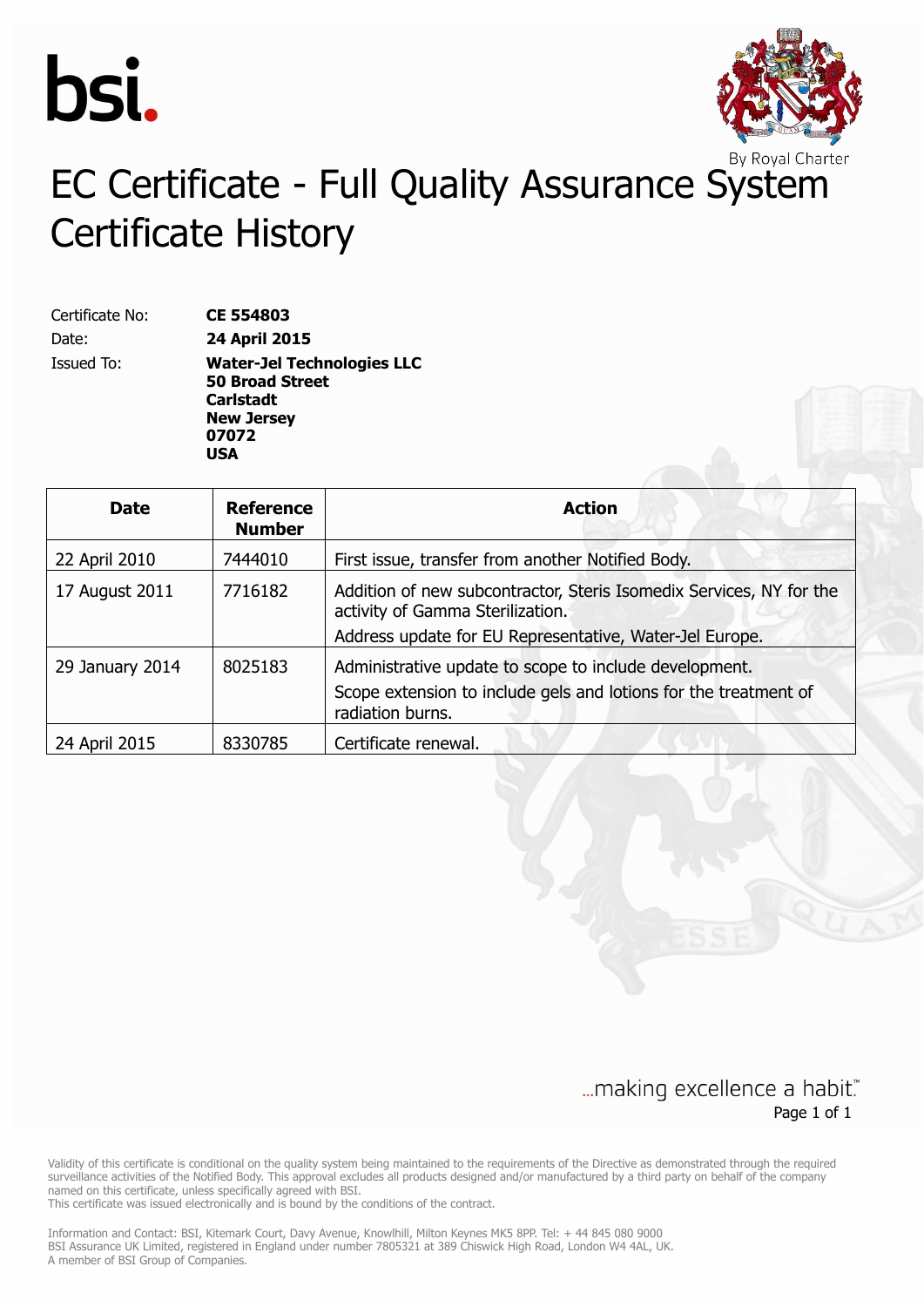bsi.

By Royal Charter

# EC Certificate - Full Quality Assurance System
# Certificate History

Certificate No: **CE 554803**

Date: **24 April 2015**

Issued To: **Water-Jel Technologies LLC**
**50 Broad Street**
**Carlstadt**
**New Jersey**
**07072**
**USA**

| Date | Reference Number | Action |
|---|---|---|
| 22 April 2010 | 7444010 | First issue, transfer from another Notified Body. |
| 17 August 2011 | 7716182 | Addition of new subcontractor, Steris Isomedix Services, NY for the activity of Gamma Sterilization.<br>Address update for EU Representative, Water-Jel Europe. |
| 29 January 2014 | 8025183 | Administrative update to scope to include development.<br>Scope extension to include gels and lotions for the treatment of radiation burns. |
| 24 April 2015 | 8330785 | Certificate renewal. |

...making excellence a habit.™

Validity of this certificate is conditional on the quality system being maintained to the requirements of the Directive as demonstrated through the required surveillance activities of the Notified Body. This approval excludes all products designed and/or manufactured by a third party on behalf of the company named on this certificate, unless specifically agreed with BSI.
This certificate was issued electronically and is bound by the conditions of the contract.

Information and Contact: BSI, Kitemark Court, Davy Avenue, Knowlhill, Milton Keynes MK5 8PP. Tel: + 44 845 080 9000
BSI Assurance UK Limited, registered in England under number 7805321 at 389 Chiswick High Road, London W4 4AL, UK.
A member of BSI Group of Companies.